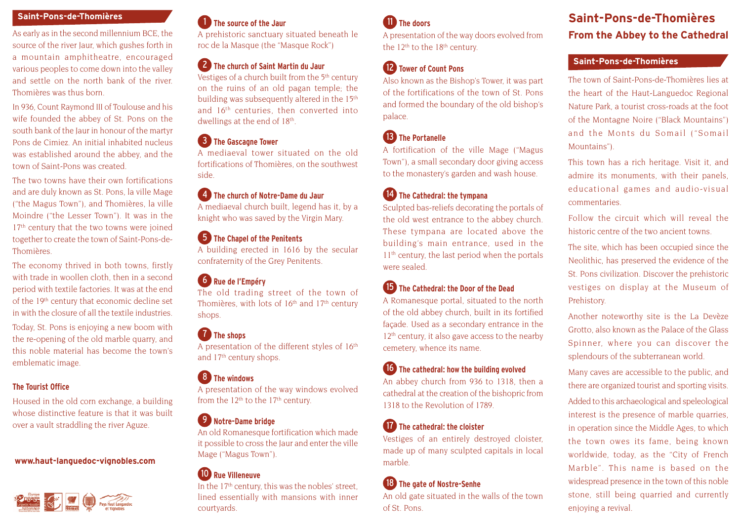## Saint-Pons-de-Thomières

As early as in the second millennium BCE, the source of the river Jaur, which gushes forth in a mountain amphitheatre, encouraged various peoples to come down into the valley and settle on the north bank of the river. Thomières was thus born.

In 936, Count Raymond III of Toulouse and his wife founded the abbey of St. Pons on the south bank of the Jaur in honour of the martyr Pons de Cimiez. An initial inhabited nucleus was established around the abbey, and the town of Saint-Pons was created.

The two towns have their own fortifications and are duly known as St. Pons, la ville Mage ("the Magus Town"), and Thomières, la ville Moindre ("the Lesser Town"). It was in the 17th century that the two towns were joined together to create the town of Saint-Pons-de-Thomières.

The economy thrived in both towns, firstly with trade in woollen cloth, then in a second period with textile factories. It was at the end of the 19th century that economic decline set in with the closure of all the textile industries.

Today, St. Pons is enjoying a new boom with the re-opening of the old marble quarry, and this noble material has become the town's emblematic image.

### The Tourist Office

Housed in the old corn exchange, a building whose distinctive feature is that it was built over a vault straddling the river Aguze.

**www.haut-languedoc-vignobles.com**

### 1 The source of the Jaur

A prehistoric sanctuary situated beneath le roc de la Masque (the "Masque Rock")

### 2 The church of Saint Martin du Jaur

Vestiges of a church built from the 5th century on the ruins of an old pagan temple; the building was subsequently altered in the 15th and 16th centuries, then converted into dwellings at the end of 18th.

### 3 The Gascagne Tower

A mediaeval tower situated on the old fortifications of Thomières, on the southwest side.

### 4 The church of Notre-Dame du Jaur

A mediaeval church built, legend has it, by a knight who was saved by the Virgin Mary.

### 5 The Chapel of the Penitents

A building erected in 1616 by the secular confraternity of the Grey Penitents.

### 6 Rue de l'Empéry

The old trading street of the town of Thomières, with lots of 16th and 17th century shops.

### 7 The shops

A presentation of the different styles of 16th and 17th century shops.

### 8 The windows

A presentation of the way windows evolved from the 12th to the 17th century.

### 9 Notre-Dame bridge

An old Romanesque fortification which made it possible to cross the Jaur and enter the ville Mage ("Magus Town").

### 10 Rue Villeneuve

In the 17th century, this was the nobles' street, lined essentially with mansions with inner courtyards.

### 11 The doors

A presentation of the way doors evolved from the 12th to the 18th century.

### 12 Tower of Count Pons

Also known as the Bishop's Tower, it was part of the fortifications of the town of St. Pons and formed the boundary of the old bishop's palace.

### 13 The Portanelle

A fortification of the ville Mage ("Magus Town"), a small secondary door giving access to the monastery's garden and wash house.

### 14 The Cathedral: the tympana

Sculpted bas-reliefs decorating the portals of the old west entrance to the abbey church. These tympana are located above the building's main entrance, used in the 11th century, the last period when the portals were sealed.

### 15 The Cathedral: the Door of the Dead

A Romanesque portal, situated to the north of the old abbey church, built in its fortified façade. Used as a secondary entrance in the 12th century, it also gave access to the nearby cemetery, whence its name.

### 16 The cathedral: how the building evolved

An abbey church from 936 to 1318, then a cathedral at the creation of the bishopric from 1318 to the Revolution of 1789.

### 17 The cathedral: the cloister

Vestiges of an entirely destroyed cloister, made up of many sculpted capitals in local marble.

### 18 The gate of Nostre-Senhe

An old gate situated in the walls of the town of St. Pons.

# Saint-Pons-de-Thomières
## From the Abbey to the Cathedral

### Saint-Pons-de-Thomières

The town of Saint-Pons-de-Thomières lies at the heart of the Haut-Languedoc Regional Nature Park, a tourist cross-roads at the foot of the Montagne Noire ("Black Mountains") and the Monts du Somail ("Somail Mountains").

This town has a rich heritage. Visit it, and admire its monuments, with their panels, educational games and audio-visual commentaries.

Follow the circuit which will reveal the historic centre of the two ancient towns.

The site, which has been occupied since the Neolithic, has preserved the evidence of the St. Pons civilization. Discover the prehistoric vestiges on display at the Museum of Prehistory.

Another noteworthy site is the La Devèze Grotto, also known as the Palace of the Glass Spinner, where you can discover the splendours of the subterranean world.

Many caves are accessible to the public, and there are organized tourist and sporting visits.

Added to this archaeological and speleological interest is the presence of marble quarries, in operation since the Middle Ages, to which the town owes its fame, being known worldwide, today, as the "City of French Marble". This name is based on the widespread presence in the town of this noble stone, still being quarried and currently enjoying a revival.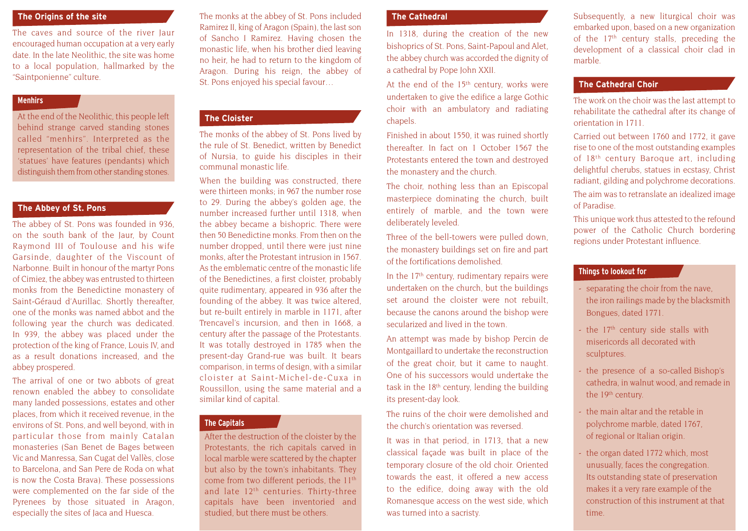## The Origins of the site

The caves and source of the river Jaur encouraged human occupation at a very early date. In the late Neolithic, the site was home to a local population, hallmarked by the "Saintponienne" culture.

### Menhirs

At the end of the Neolithic, this people left behind strange carved standing stones called "menhirs". Interpreted as the representation of the tribal chief, these 'statues' have features (pendants) which distinguish them from other standing stones.

## The Abbey of St. Pons

The abbey of St. Pons was founded in 936, on the south bank of the Jaur, by Count Raymond III of Toulouse and his wife Garsinde, daughter of the Viscount of Narbonne. Built in honour of the martyr Pons of Cimiez, the abbey was entrusted to thirteen monks from the Benedictine monastery of Saint-Géraud d'Aurillac. Shortly thereafter, one of the monks was named abbot and the following year the church was dedicated. In 939, the abbey was placed under the protection of the king of France, Louis IV, and as a result donations increased, and the abbey prospered.

The arrival of one or two abbots of great renown enabled the abbey to consolidate many landed possessions, estates and other places, from which it received revenue, in the environs of St. Pons, and well beyond, with in particular those from mainly Catalan monasteries (San Benet de Bages between Vic and Manressa, San Cugat del Vallès, close to Barcelona, and San Pere de Roda on what is now the Costa Brava). These possessions were complemented on the far side of the Pyrenees by those situated in Aragon, especially the sites of Jaca and Huesca.

The monks at the abbey of St. Pons included Ramirez II, king of Aragon (Spain), the last son of Sancho I Ramirez. Having chosen the monastic life, when his brother died leaving no heir, he had to return to the kingdom of Aragon. During his reign, the abbey of St. Pons enjoyed his special favour…

## The Cloister

The monks of the abbey of St. Pons lived by the rule of St. Benedict, written by Benedict of Nursia, to guide his disciples in their communal monastic life.

When the building was constructed, there were thirteen monks; in 967 the number rose to 29. During the abbey's golden age, the number increased further until 1318, when the abbey became a bishopric. There were then 50 Benedictine monks. From then on the number dropped, until there were just nine monks, after the Protestant intrusion in 1567. As the emblematic centre of the monastic life of the Benedictines, a first cloister, probably quite rudimentary, appeared in 936 after the founding of the abbey. It was twice altered, but re-built entirely in marble in 1171, after Trencavel's incursion, and then in 1668, a century after the passage of the Protestants. It was totally destroyed in 1785 when the present-day Grand-rue was built. It bears comparison, in terms of design, with a similar cloister at Saint-Michel-de-Cuxa in Roussillon, using the same material and a similar kind of capital.

### The Capitals

After the destruction of the cloister by the Protestants, the rich capitals carved in local marble were scattered by the chapter but also by the town's inhabitants. They come from two different periods, the 11th and late 12th centuries. Thirty-three capitals have been inventoried and studied, but there must be others.

## The Cathedral

In 1318, during the creation of the new bishoprics of St. Pons, Saint-Papoul and Alet, the abbey church was accorded the dignity of a cathedral by Pope John XXII.

At the end of the 15th century, works were undertaken to give the edifice a large Gothic choir with an ambulatory and radiating chapels.

Finished in about 1550, it was ruined shortly thereafter. In fact on 1 October 1567 the Protestants entered the town and destroyed the monastery and the church.

The choir, nothing less than an Episcopal masterpiece dominating the church, built entirely of marble, and the town were deliberately leveled.

Three of the bell-towers were pulled down, the monastery buildings set on fire and part of the fortifications demolished.

In the 17th century, rudimentary repairs were undertaken on the church, but the buildings set around the cloister were not rebuilt, because the canons around the bishop were secularized and lived in the town.

An attempt was made by bishop Percin de Montgaillard to undertake the reconstruction of the great choir, but it came to naught. One of his successors would undertake the task in the 18th century, lending the building its present-day look.

The ruins of the choir were demolished and the church's orientation was reversed.

It was in that period, in 1713, that a new classical façade was built in place of the temporary closure of the old choir. Oriented towards the east, it offered a new access to the edifice, doing away with the old Romanesque access on the west side, which was turned into a sacristy.

Subsequently, a new liturgical choir was embarked upon, based on a new organization of the 17th century stalls, preceding the development of a classical choir clad in marble.

## The Cathedral Choir

The work on the choir was the last attempt to rehabilitate the cathedral after its change of orientation in 1711.

Carried out between 1760 and 1772, it gave rise to one of the most outstanding examples of 18th century Baroque art, including delightful cherubs, statues in ecstasy, Christ radiant, gilding and polychrome decorations.

The aim was to retranslate an idealized image of Paradise.

This unique work thus attested to the refound power of the Catholic Church bordering regions under Protestant influence.

### Things to lookout for

- separating the choir from the nave, the iron railings made by the blacksmith Bongues, dated 1771.
- the 17th century side stalls with misericords all decorated with sculptures.
- the presence of a so-called Bishop's cathedra, in walnut wood, and remade in the 19th century.
- the main altar and the retable in polychrome marble, dated 1767, of regional or Italian origin.
- the organ dated 1772 which, most unusually, faces the congregation. Its outstanding state of preservation makes it a very rare example of the construction of this instrument at that time.